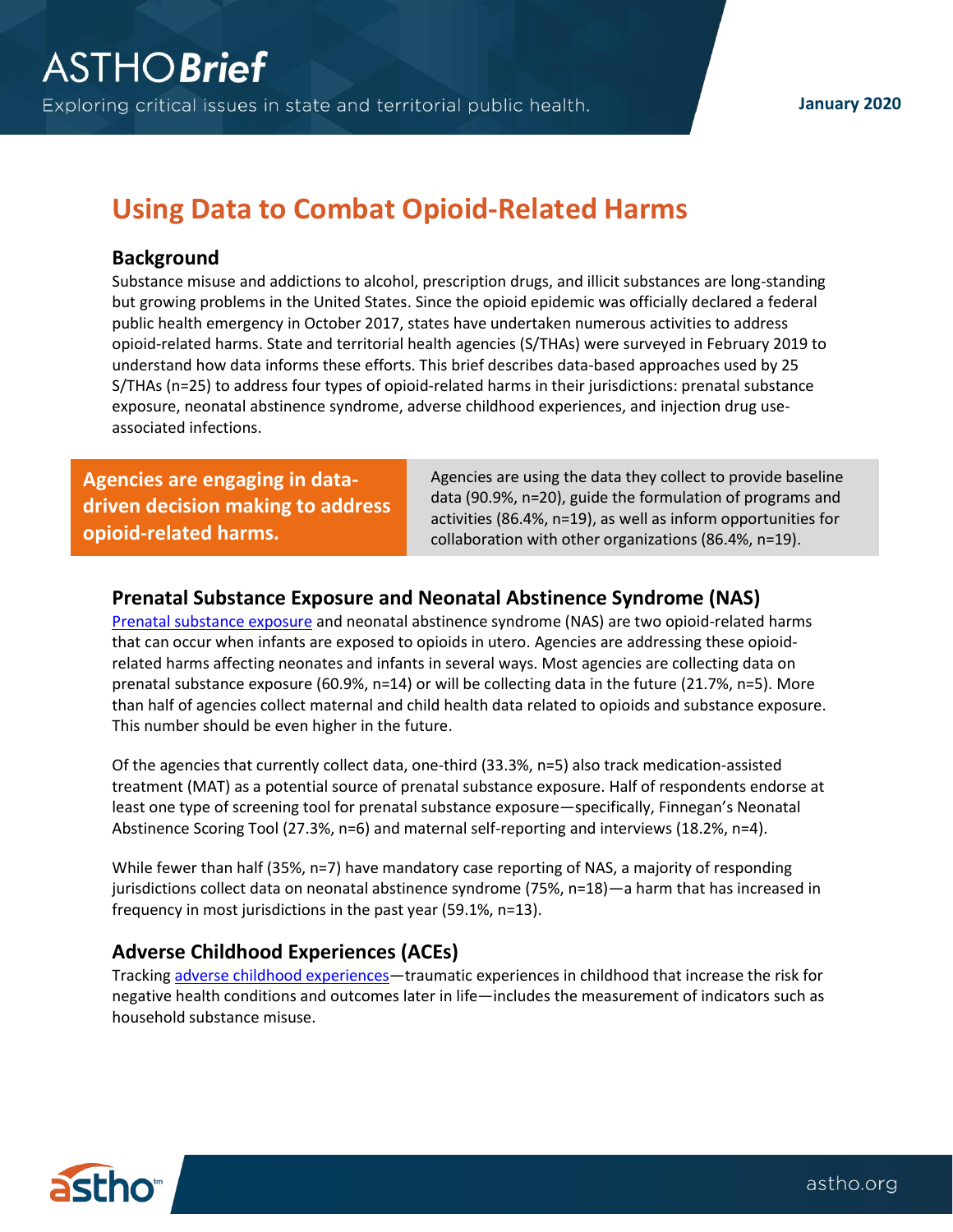# ASTHO*Brief*

Exploring critical issues in state and territorial public health.

**January 2020**

# Using Data to Combat Opioid-Related Harms

## Background

Substance misuse and addictions to alcohol, prescription drugs, and illicit substances are long-standing but growing problems in the United States. Since the opioid epidemic was officially declared a federal public health emergency in October 2017, states have undertaken numerous activities to address opioid-related harms. State and territorial health agencies (S/THAs) were surveyed in February 2019 to understand how data informs these efforts. This brief describes data-based approaches used by 25 S/THAs (n=25) to address four types of opioid-related harms in their jurisdictions: prenatal substance exposure, neonatal abstinence syndrome, adverse childhood experiences, and injection drug use-associated infections.

**Agencies are engaging in data-driven decision making to address opioid-related harms.**

Agencies are using the data they collect to provide baseline data (90.9%, n=20), guide the formulation of programs and activities (86.4%, n=19), as well as inform opportunities for collaboration with other organizations (86.4%, n=19).

## Prenatal Substance Exposure and Neonatal Abstinence Syndrome (NAS)

Prenatal substance exposure and neonatal abstinence syndrome (NAS) are two opioid-related harms that can occur when infants are exposed to opioids in utero. Agencies are addressing these opioid-related harms affecting neonates and infants in several ways. Most agencies are collecting data on prenatal substance exposure (60.9%, n=14) or will be collecting data in the future (21.7%, n=5). More than half of agencies collect maternal and child health data related to opioids and substance exposure. This number should be even higher in the future.

Of the agencies that currently collect data, one-third (33.3%, n=5) also track medication-assisted treatment (MAT) as a potential source of prenatal substance exposure. Half of respondents endorse at least one type of screening tool for prenatal substance exposure—specifically, Finnegan's Neonatal Abstinence Scoring Tool (27.3%, n=6) and maternal self-reporting and interviews (18.2%, n=4).

While fewer than half (35%, n=7) have mandatory case reporting of NAS, a majority of responding jurisdictions collect data on neonatal abstinence syndrome (75%, n=18)—a harm that has increased in frequency in most jurisdictions in the past year (59.1%, n=13).

## Adverse Childhood Experiences (ACEs)

Tracking adverse childhood experiences—traumatic experiences in childhood that increase the risk for negative health conditions and outcomes later in life—includes the measurement of indicators such as household substance misuse.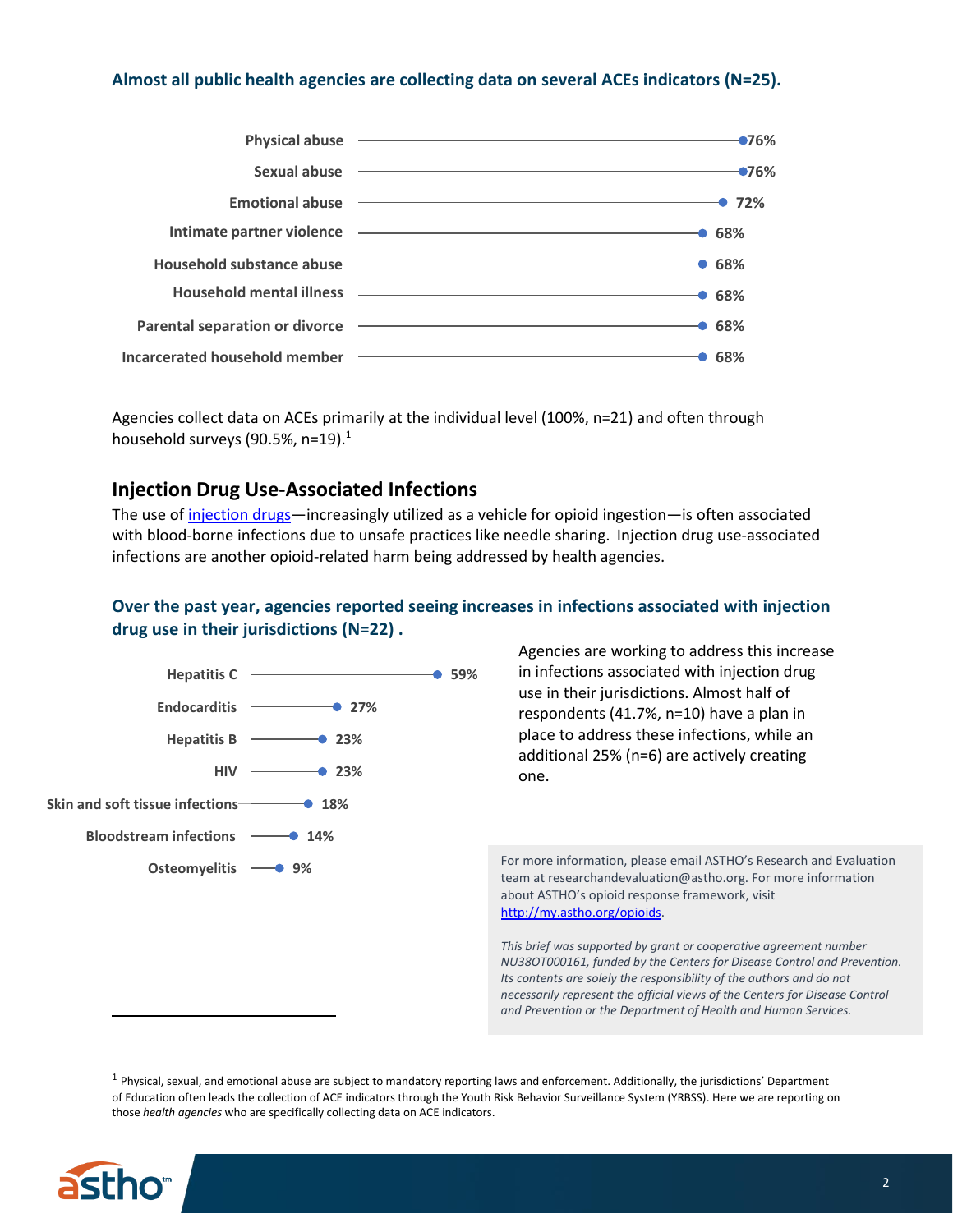**Almost all public health agencies are collecting data on several ACEs indicators (N=25).**

Physical abuse 76%
Sexual abuse 76%
Emotional abuse 72%
Intimate partner violence 68%
Household substance abuse 68%
Household mental illness 68%
Parental separation or divorce 68%
Incarcerated household member 68%

Agencies collect data on ACEs primarily at the individual level (100%, n=21) and often through household surveys (90.5%, n=19).[1]

## Injection Drug Use-Associated Infections

The use of injection drugs—increasingly utilized as a vehicle for opioid ingestion—is often associated with blood-borne infections due to unsafe practices like needle sharing. Injection drug use-associated infections are another opioid-related harm being addressed by health agencies.

**Over the past year, agencies reported seeing increases in infections associated with injection drug use in their jurisdictions (N=22) .**

Hepatitis C 59%
Endocarditis 27%
Hepatitis B 23%
HIV 23%
Skin and soft tissue infections 18%
Bloodstream infections 14%
Osteomyelitis 9%

Agencies are working to address this increase in infections associated with injection drug use in their jurisdictions. Almost half of respondents (41.7%, n=10) have a plan in place to address these infections, while an additional 25% (n=6) are actively creating one.

For more information, please email ASTHO's Research and Evaluation team at researchandevaluation@astho.org. For more information about ASTHO's opioid response framework, visit http://my.astho.org/opioids.

*This brief was supported by grant or cooperative agreement number NU38OT000161, funded by the Centers for Disease Control and Prevention. Its contents are solely the responsibility of the authors and do not necessarily represent the official views of the Centers for Disease Control and Prevention or the Department of Health and Human Services.*

[1] Physical, sexual, and emotional abuse are subject to mandatory reporting laws and enforcement. Additionally, the jurisdictions' Department of Education often leads the collection of ACE indicators through the Youth Risk Behavior Surveillance System (YRBSS). Here we are reporting on those *health agencies* who are specifically collecting data on ACE indicators.